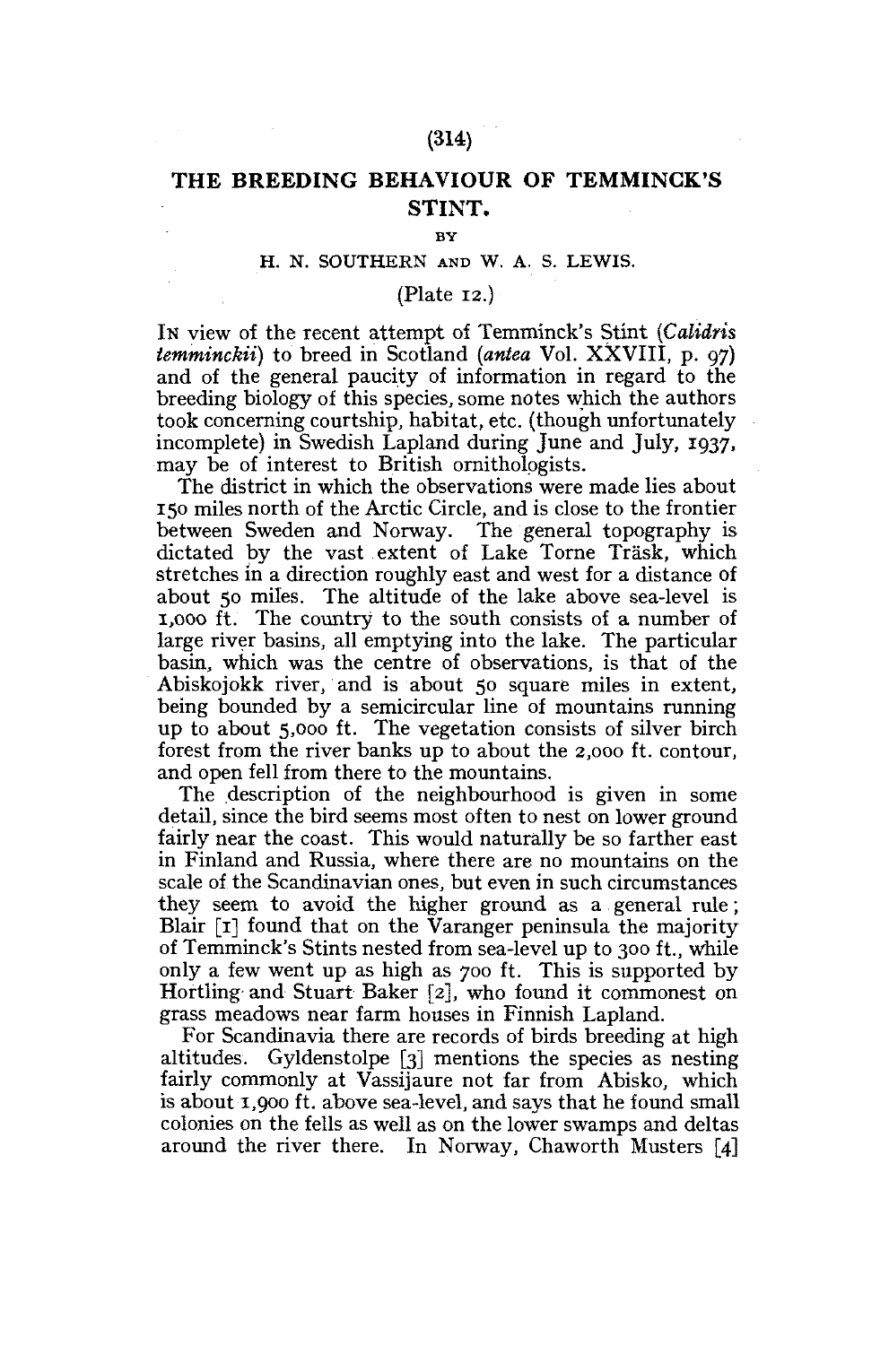# THE BREEDING BEHAVIOUR OF TEMMINCK'S STINT.

BY

H. N. SOUTHERN AND W. A. S. LEWIS.

(Plate 12.)

IN view of the recent attempt of Temminck's Stint (*Calidris temminckii*) to breed in Scotland (*antea* Vol. XXVIII, p. 97) and of the general paucity of information in regard to the breeding biology of this species, some notes which the authors took concerning courtship, habitat, etc. (though unfortunately incomplete) in Swedish Lapland during June and July, 1937, may be of interest to British ornithologists.

The district in which the observations were made lies about 150 miles north of the Arctic Circle, and is close to the frontier between Sweden and Norway. The general topography is dictated by the vast extent of Lake Torne Träsk, which stretches in a direction roughly east and west for a distance of about 50 miles. The altitude of the lake above sea-level is 1,000 ft. The country to the south consists of a number of large river basins, all emptying into the lake. The particular basin, which was the centre of observations, is that of the Abiskojokk river, and is about 50 square miles in extent, being bounded by a semicircular line of mountains running up to about 5,000 ft. The vegetation consists of silver birch forest from the river banks up to about the 2,000 ft. contour, and open fell from there to the mountains.

The description of the neighbourhood is given in some detail, since the bird seems most often to nest on lower ground fairly near the coast. This would naturally be so farther east in Finland and Russia, where there are no mountains on the scale of the Scandinavian ones, but even in such circumstances they seem to avoid the higher ground as a general rule; Blair [1] found that on the Varanger peninsula the majority of Temminck's Stints nested from sea-level up to 300 ft., while only a few went up as high as 700 ft. This is supported by Hortling and Stuart Baker [2], who found it commonest on grass meadows near farm houses in Finnish Lapland.

For Scandinavia there are records of birds breeding at high altitudes. Gyldenstolpe [3] mentions the species as nesting fairly commonly at Vassijaure not far from Abisko, which is about 1,900 ft. above sea-level, and says that he found small colonies on the fells as well as on the lower swamps and deltas around the river there. In Norway, Chaworth Musters [4]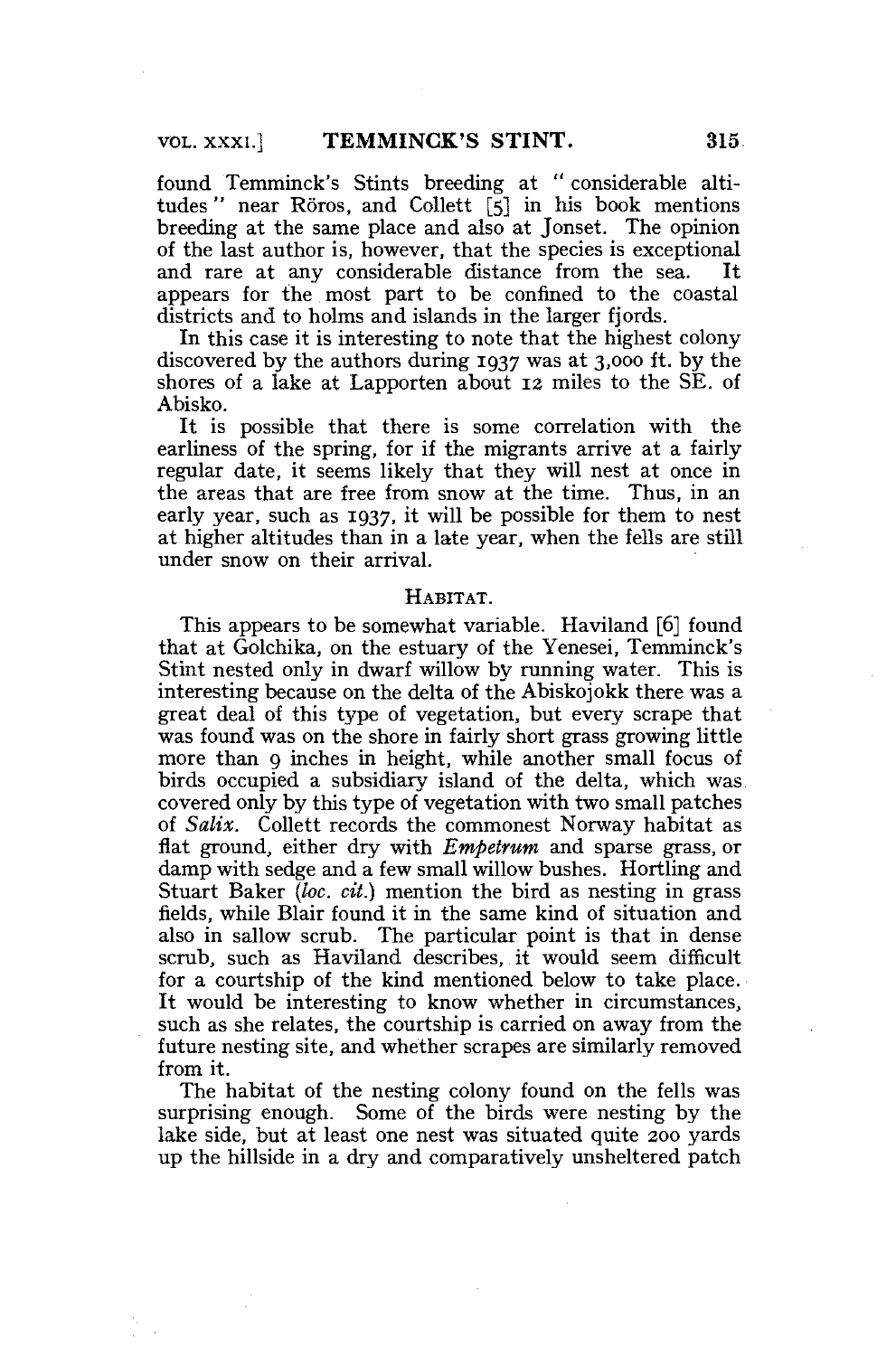found Temminck's Stints breeding at "considerable altitudes" near Röros, and Collett [5] in his book mentions breeding at the same place and also at Jonset. The opinion of the last author is, however, that the species is exceptional and rare at any considerable distance from the sea. It appears for the most part to be confined to the coastal districts and to holms and islands in the larger fjords.

In this case it is interesting to note that the highest colony discovered by the authors during 1937 was at 3,000 ft. by the shores of a lake at Lapporten about 12 miles to the SE. of Abisko.

It is possible that there is some correlation with the earliness of the spring, for if the migrants arrive at a fairly regular date, it seems likely that they will nest at once in the areas that are free from snow at the time. Thus, in an early year, such as 1937, it will be possible for them to nest at higher altitudes than in a late year, when the fells are still under snow on their arrival.

## Habitat.

This appears to be somewhat variable. Haviland [6] found that at Golchika, on the estuary of the Yenesei, Temminck's Stint nested only in dwarf willow by running water. This is interesting because on the delta of the Abiskojokk there was a great deal of this type of vegetation, but every scrape that was found was on the shore in fairly short grass growing little more than 9 inches in height, while another small focus of birds occupied a subsidiary island of the delta, which was covered only by this type of vegetation with two small patches of *Salix*. Collett records the commonest Norway habitat as flat ground, either dry with *Empetrum* and sparse grass, or damp with sedge and a few small willow bushes. Hortling and Stuart Baker (*loc. cit.*) mention the bird as nesting in grass fields, while Blair found it in the same kind of situation and also in sallow scrub. The particular point is that in dense scrub, such as Haviland describes, it would seem difficult for a courtship of the kind mentioned below to take place. It would be interesting to know whether in circumstances, such as she relates, the courtship is carried on away from the future nesting site, and whether scrapes are similarly removed from it.

The habitat of the nesting colony found on the fells was surprising enough. Some of the birds were nesting by the lake side, but at least one nest was situated quite 200 yards up the hillside in a dry and comparatively unsheltered patch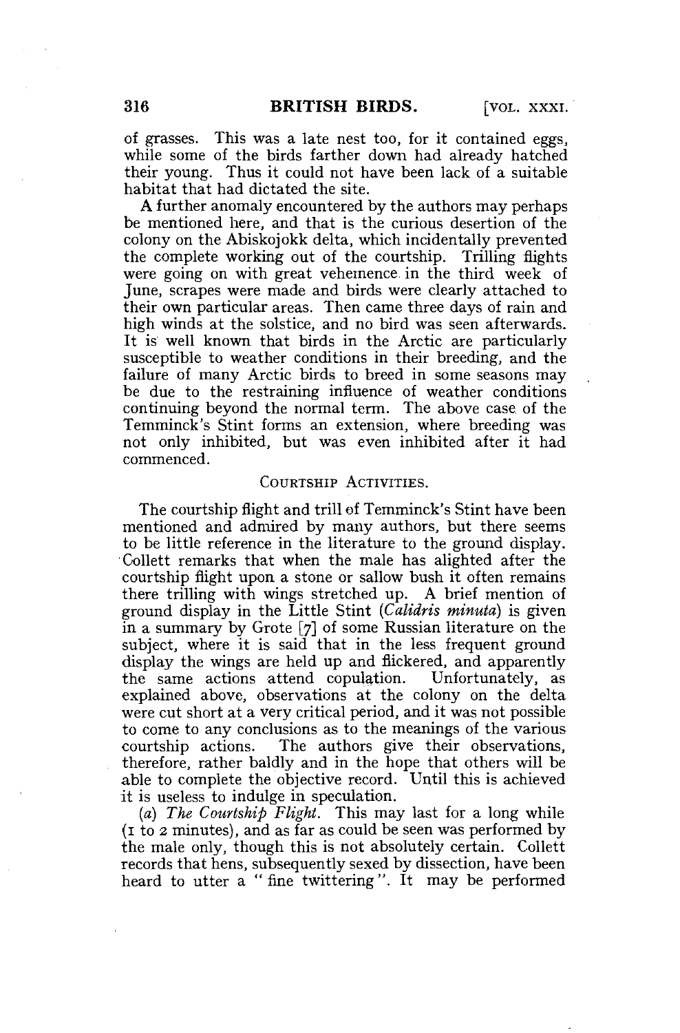of grasses. This was a late nest too, for it contained eggs, while some of the birds farther down had already hatched their young. Thus it could not have been lack of a suitable habitat that had dictated the site.

A further anomaly encountered by the authors may perhaps be mentioned here, and that is the curious desertion of the colony on the Abiskojokk delta, which incidentally prevented the complete working out of the courtship. Trilling flights were going on with great vehemence in the third week of June, scrapes were made and birds were clearly attached to their own particular areas. Then came three days of rain and high winds at the solstice, and no bird was seen afterwards. It is well known that birds in the Arctic are particularly susceptible to weather conditions in their breeding, and the failure of many Arctic birds to breed in some seasons may be due to the restraining influence of weather conditions continuing beyond the normal term. The above case of the Temminck's Stint forms an extension, where breeding was not only inhibited, but was even inhibited after it had commenced.

## Courtship Activities.

The courtship flight and trill of Temminck's Stint have been mentioned and admired by many authors, but there seems to be little reference in the literature to the ground display. Collett remarks that when the male has alighted after the courtship flight upon a stone or sallow bush it often remains there trilling with wings stretched up. A brief mention of ground display in the Little Stint (*Calidris minuta*) is given in a summary by Grote [7] of some Russian literature on the subject, where it is said that in the less frequent ground display the wings are held up and flickered, and apparently the same actions attend copulation. Unfortunately, as explained above, observations at the colony on the delta were cut short at a very critical period, and it was not possible to come to any conclusions as to the meanings of the various courtship actions. The authors give their observations, therefore, rather baldly and in the hope that others will be able to complete the objective record. Until this is achieved it is useless to indulge in speculation.

(*a*) *The Courtship Flight.* This may last for a long while (1 to 2 minutes), and as far as could be seen was performed by the male only, though this is not absolutely certain. Collett records that hens, subsequently sexed by dissection, have been heard to utter a "fine twittering". It may be performed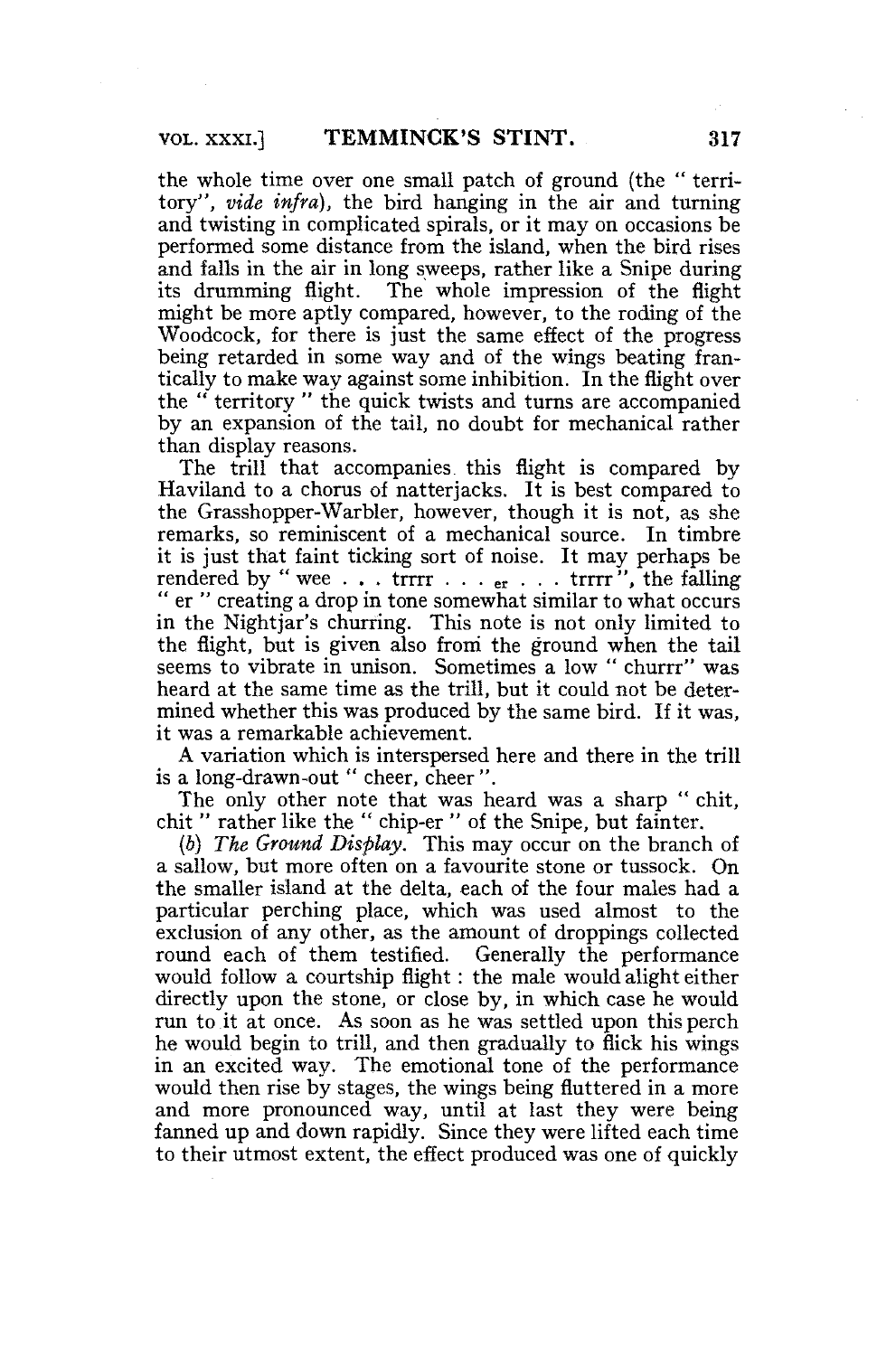the whole time over one small patch of ground (the " territory", *vide infra*), the bird hanging in the air and turning and twisting in complicated spirals, or it may on occasions be performed some distance from the island, when the bird rises and falls in the air in long sweeps, rather like a Snipe during its drumming flight. The whole impression of the flight might be more aptly compared, however, to the roding of the Woodcock, for there is just the same effect of the progress being retarded in some way and of the wings beating frantically to make way against some inhibition. In the flight over the " territory " the quick twists and turns are accompanied by an expansion of the tail, no doubt for mechanical rather than display reasons.

The trill that accompanies this flight is compared by Haviland to a chorus of natterjacks. It is best compared to the Grasshopper-Warbler, however, though it is not, as she remarks, so reminiscent of a mechanical source. In timbre it is just that faint ticking sort of noise. It may perhaps be rendered by " wee . . . trrrr . . . er . . . trrrr ", the falling " er " creating a drop in tone somewhat similar to what occurs in the Nightjar's churring. This note is not only limited to the flight, but is given also from the ground when the tail seems to vibrate in unison. Sometimes a low " churrr" was heard at the same time as the trill, but it could not be determined whether this was produced by the same bird. If it was, it was a remarkable achievement.

A variation which is interspersed here and there in the trill is a long-drawn-out " cheer, cheer ".

The only other note that was heard was a sharp " chit, chit " rather like the " chip-er " of the Snipe, but fainter.

(*b*) *The Ground Display.* This may occur on the branch of a sallow, but more often on a favourite stone or tussock. On the smaller island at the delta, each of the four males had a particular perching place, which was used almost to the exclusion of any other, as the amount of droppings collected round each of them testified. Generally the performance would follow a courtship flight : the male would alight either directly upon the stone, or close by, in which case he would run to it at once. As soon as he was settled upon this perch he would begin to trill, and then gradually to flick his wings in an excited way. The emotional tone of the performance would then rise by stages, the wings being fluttered in a more and more pronounced way, until at last they were being fanned up and down rapidly. Since they were lifted each time to their utmost extent, the effect produced was one of quickly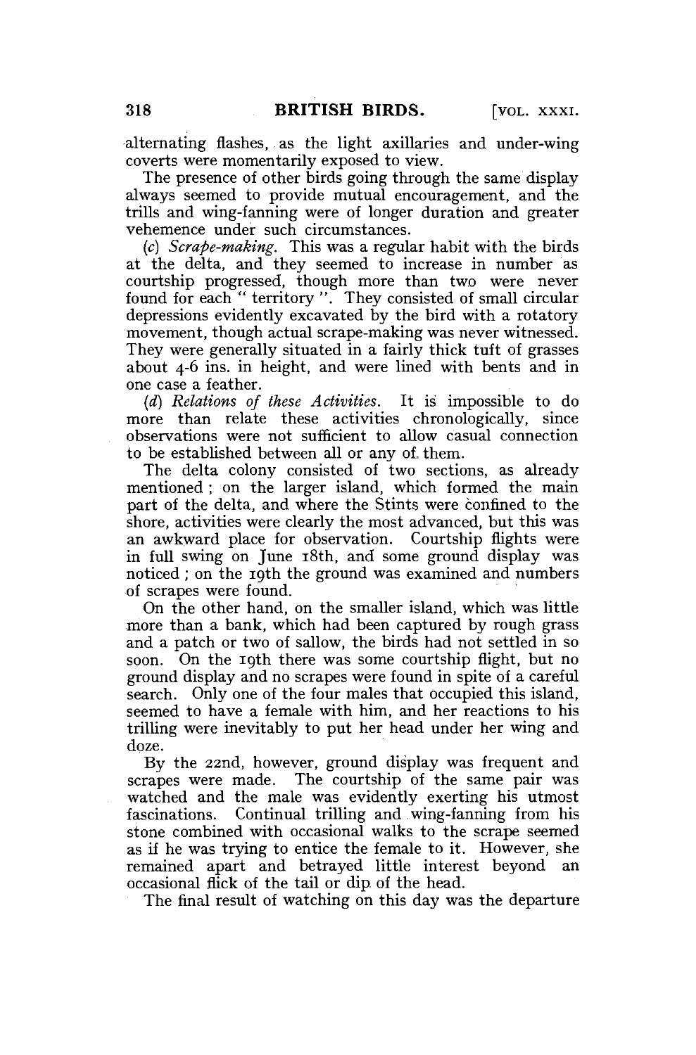alternating flashes, as the light axillaries and under-wing coverts were momentarily exposed to view.

The presence of other birds going through the same display always seemed to provide mutual encouragement, and the trills and wing-fanning were of longer duration and greater vehemence under such circumstances.

(c) *Scrape-making.* This was a regular habit with the birds at the delta, and they seemed to increase in number as courtship progressed, though more than two were never found for each " territory ". They consisted of small circular depressions evidently excavated by the bird with a rotatory movement, though actual scrape-making was never witnessed. They were generally situated in a fairly thick tuft of grasses about 4-6 ins. in height, and were lined with bents and in one case a feather.

(d) *Relations of these Activities.* It is impossible to do more than relate these activities chronologically, since observations were not sufficient to allow casual connection to be established between all or any of them.

The delta colony consisted of two sections, as already mentioned ; on the larger island, which formed the main part of the delta, and where the Stints were confined to the shore, activities were clearly the most advanced, but this was an awkward place for observation. Courtship flights were in full swing on June 18th, and some ground display was noticed ; on the 19th the ground was examined and numbers of scrapes were found.

On the other hand, on the smaller island, which was little more than a bank, which had been captured by rough grass and a patch or two of sallow, the birds had not settled in so soon. On the 19th there was some courtship flight, but no ground display and no scrapes were found in spite of a careful search. Only one of the four males that occupied this island, seemed to have a female with him, and her reactions to his trilling were inevitably to put her head under her wing and doze.

By the 22nd, however, ground display was frequent and scrapes were made. The courtship of the same pair was watched and the male was evidently exerting his utmost fascinations. Continual trilling and wing-fanning from his stone combined with occasional walks to the scrape seemed as if he was trying to entice the female to it. However, she remained apart and betrayed little interest beyond an occasional flick of the tail or dip of the head.

The final result of watching on this day was the departure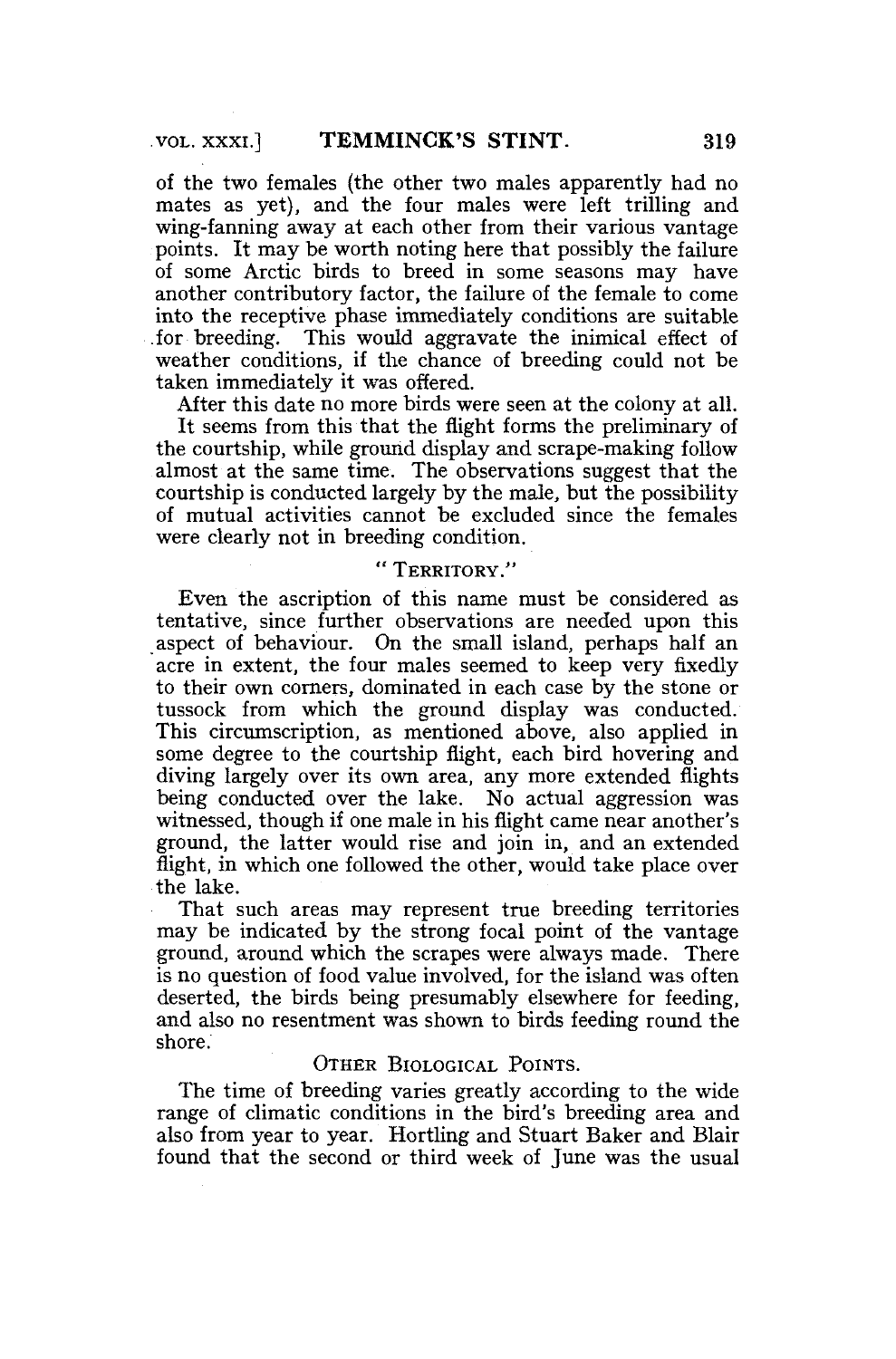of the two females (the other two males apparently had no mates as yet), and the four males were left trilling and wing-fanning away at each other from their various vantage points. It may be worth noting here that possibly the failure of some Arctic birds to breed in some seasons may have another contributory factor, the failure of the female to come into the receptive phase immediately conditions are suitable for breeding. This would aggravate the inimical effect of weather conditions, if the chance of breeding could not be taken immediately it was offered.

After this date no more birds were seen at the colony at all.

It seems from this that the flight forms the preliminary of the courtship, while ground display and scrape-making follow almost at the same time. The observations suggest that the courtship is conducted largely by the male, but the possibility of mutual activities cannot be excluded since the females were clearly not in breeding condition.

### "Territory."

Even the ascription of this name must be considered as tentative, since further observations are needed upon this aspect of behaviour. On the small island, perhaps half an acre in extent, the four males seemed to keep very fixedly to their own corners, dominated in each case by the stone or tussock from which the ground display was conducted. This circumscription, as mentioned above, also applied in some degree to the courtship flight, each bird hovering and diving largely over its own area, any more extended flights being conducted over the lake. No actual aggression was witnessed, though if one male in his flight came near another's ground, the latter would rise and join in, and an extended flight, in which one followed the other, would take place over the lake.

That such areas may represent true breeding territories may be indicated by the strong focal point of the vantage ground, around which the scrapes were always made. There is no question of food value involved, for the island was often deserted, the birds being presumably elsewhere for feeding, and also no resentment was shown to birds feeding round the shore.

### Other Biological Points.

The time of breeding varies greatly according to the wide range of climatic conditions in the bird's breeding area and also from year to year. Hortling and Stuart Baker and Blair found that the second or third week of June was the usual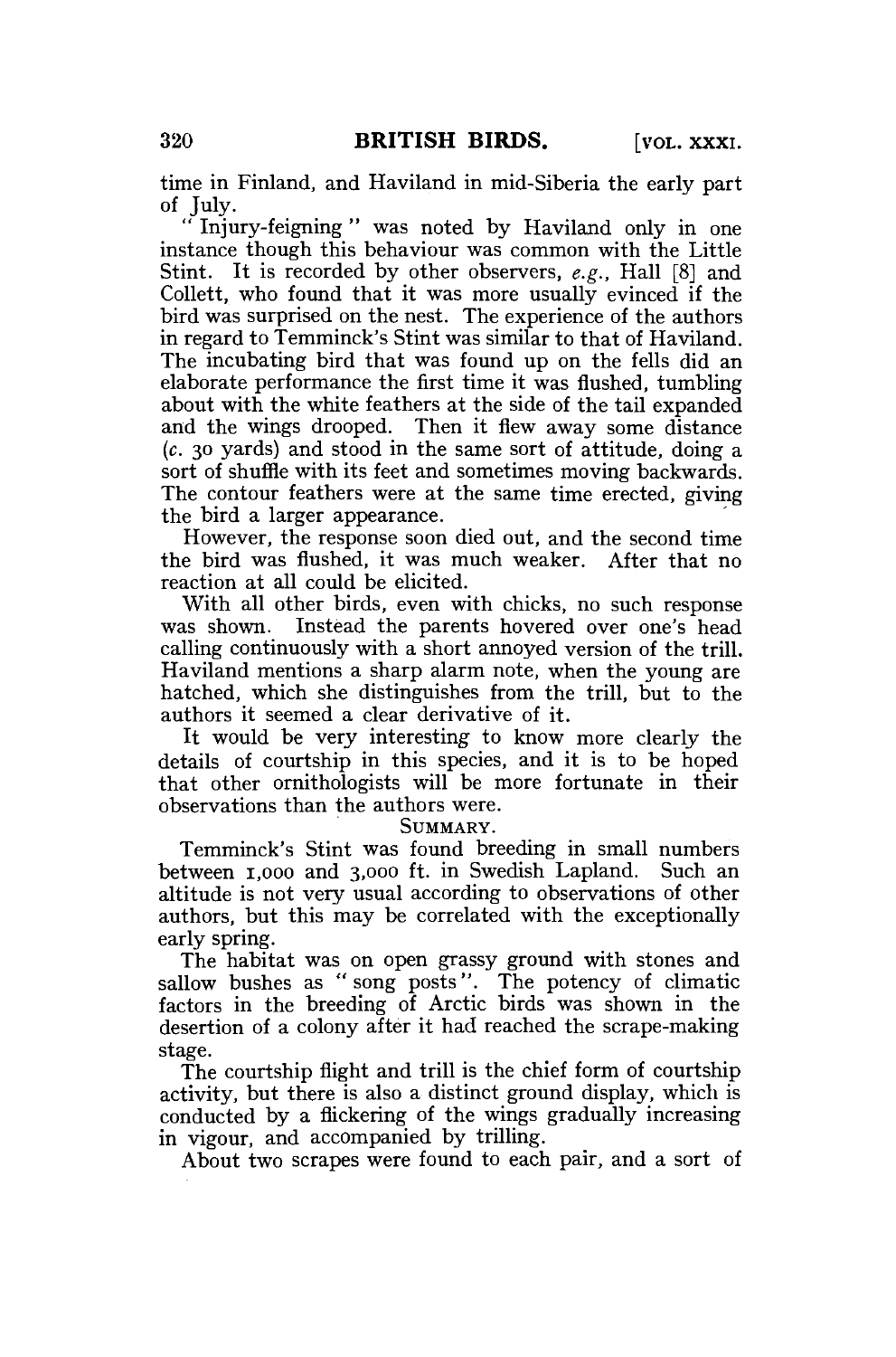time in Finland, and Haviland in mid-Siberia the early part of July.

"Injury-feigning" was noted by Haviland only in one instance though this behaviour was common with the Little Stint. It is recorded by other observers, *e.g.*, Hall [8] and Collett, who found that it was more usually evinced if the bird was surprised on the nest. The experience of the authors in regard to Temminck's Stint was similar to that of Haviland. The incubating bird that was found up on the fells did an elaborate performance the first time it was flushed, tumbling about with the white feathers at the side of the tail expanded and the wings drooped. Then it flew away some distance (*c.* 30 yards) and stood in the same sort of attitude, doing a sort of shuffle with its feet and sometimes moving backwards. The contour feathers were at the same time erected, giving the bird a larger appearance.

However, the response soon died out, and the second time the bird was flushed, it was much weaker. After that no reaction at all could be elicited.

With all other birds, even with chicks, no such response was shown. Instead the parents hovered over one's head calling continuously with a short annoyed version of the trill. Haviland mentions a sharp alarm note, when the young are hatched, which she distinguishes from the trill, but to the authors it seemed a clear derivative of it.

It would be very interesting to know more clearly the details of courtship in this species, and it is to be hoped that other ornithologists will be more fortunate in their observations than the authors were.

## SUMMARY.

Temminck's Stint was found breeding in small numbers between 1,000 and 3,000 ft. in Swedish Lapland. Such an altitude is not very usual according to observations of other authors, but this may be correlated with the exceptionally early spring.

The habitat was on open grassy ground with stones and sallow bushes as "song posts". The potency of climatic factors in the breeding of Arctic birds was shown in the desertion of a colony after it had reached the scrape-making stage.

The courtship flight and trill is the chief form of courtship activity, but there is also a distinct ground display, which is conducted by a flickering of the wings gradually increasing in vigour, and accompanied by trilling.

About two scrapes were found to each pair, and a sort of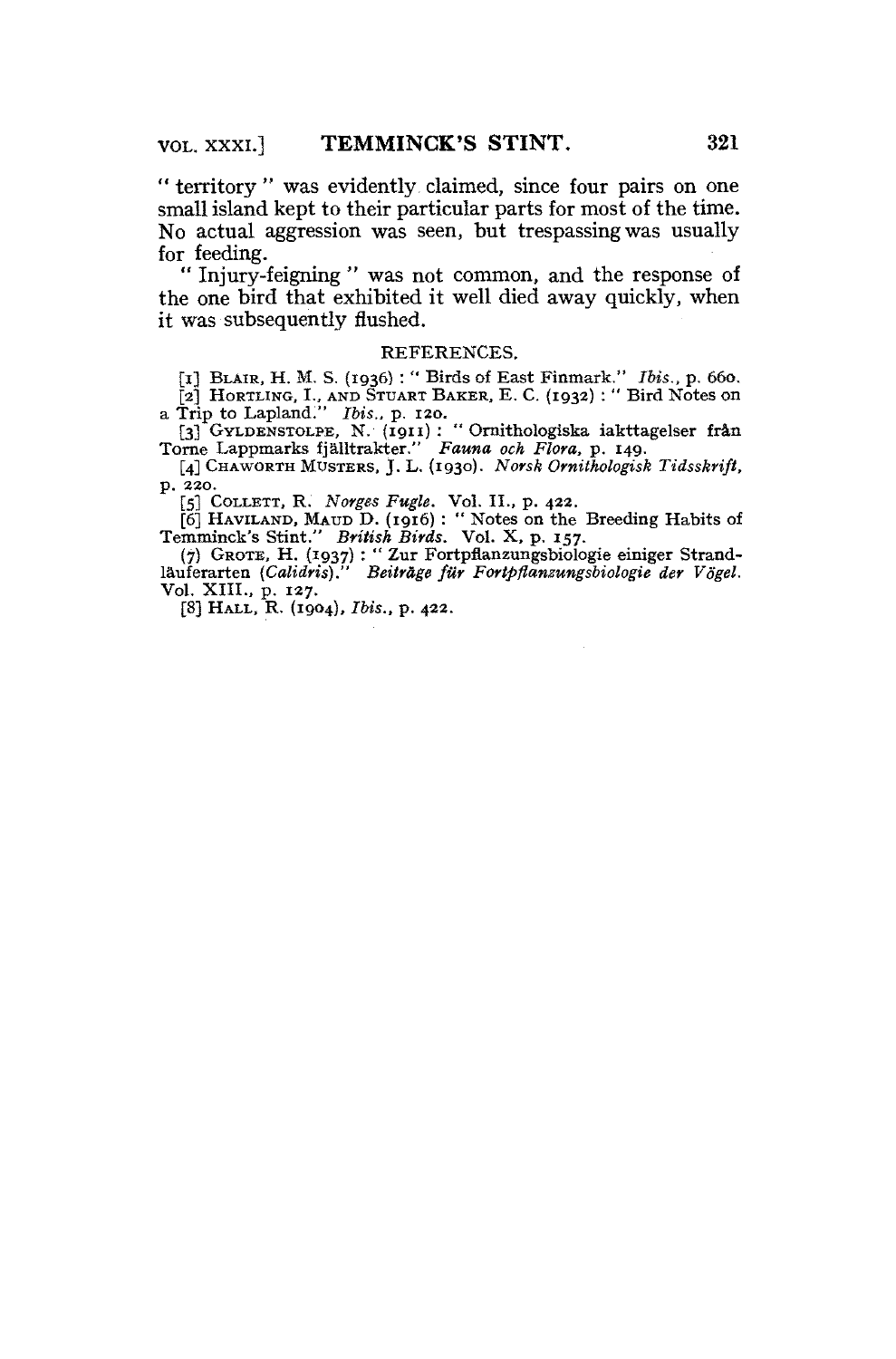" territory " was evidently claimed, since four pairs on one small island kept to their particular parts for most of the time. No actual aggression was seen, but trespassing was usually for feeding.

" Injury-feigning " was not common, and the response of the one bird that exhibited it well died away quickly, when it was subsequently flushed.

REFERENCES.

[1] BLAIR, H. M. S. (1936) : " Birds of East Finmark." *Ibis.*, p. 660.

[2] HORTLING, I., AND STUART BAKER, E. C. (1932) : " Bird Notes on a Trip to Lapland." *Ibis.*, p. 120.

[3] GYLDENSTOLPE, N. (1911) : " Ornithologiska iakttagelser från Torne Lappmarks fjälltrakter." *Fauna och Flora*, p. 149.

[4] CHAWORTH MUSTERS, J. L. (1930). *Norsk Ornithologisk Tidsskrift*, p. 220.

[5] COLLETT, R. *Norges Fugle.* Vol. II., p. 422.

[6] HAVILAND, MAUD D. (1916) : " Notes on the Breeding Habits of Temminck's Stint." *British Birds.* Vol. X, p. 157.

(7) GROTE, H. (1937) : " Zur Fortpflanzungsbiologie einiger Strandläuferarten (*Calidris*)." *Beiträge für Fortpflanzungsbiologie der Vögel.* Vol. XIII., p. 127.

[8] HALL, R. (1904), *Ibis.*, p. 422.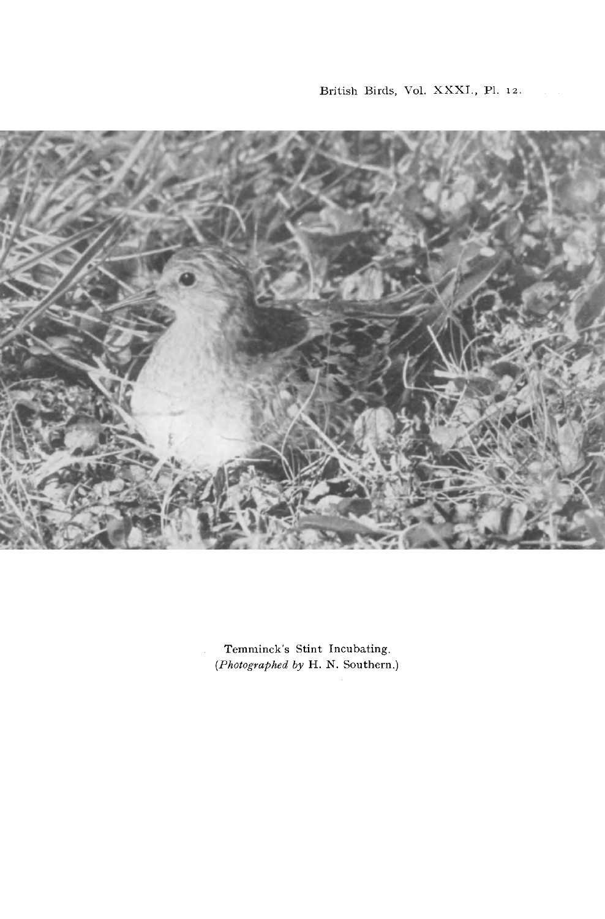Temminck's Stint Incubating.
(*Photographed by* H. N. Southern.)